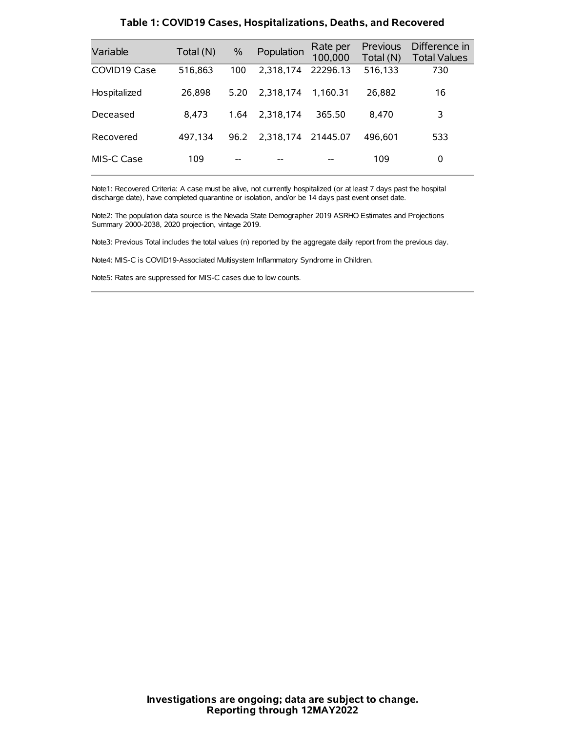## Table 1: COVID19 Cases, Hospitalizations, Deaths, and Recovered

| Variable | Total (N) | % | Population | Rate per 100,000 | Previous Total (N) | Difference in Total Values |
|---|---|---|---|---|---|---|
| COVID19 Case | 516,863 | 100 | 2,318,174 | 22296.13 | 516,133 | 730 |
| Hospitalized | 26,898 | 5.20 | 2,318,174 | 1,160.31 | 26,882 | 16 |
| Deceased | 8,473 | 1.64 | 2,318,174 | 365.50 | 8,470 | 3 |
| Recovered | 497,134 | 96.2 | 2,318,174 | 21445.07 | 496,601 | 533 |
| MIS-C Case | 109 | -- | -- | -- | 109 | 0 |

Note1: Recovered Criteria: A case must be alive, not currently hospitalized (or at least 7 days past the hospital discharge date), have completed quarantine or isolation, and/or be 14 days past event onset date.

Note2: The population data source is the Nevada State Demographer 2019 ASRHO Estimates and Projections Summary 2000-2038, 2020 projection, vintage 2019.

Note3: Previous Total includes the total values (n) reported by the aggregate daily report from the previous day.

Note4: MIS-C is COVID19-Associated Multisystem Inflammatory Syndrome in Children.

Note5: Rates are suppressed for MIS-C cases due to low counts.

**Investigations are ongoing; data are subject to change.**
**Reporting through 12MAY2022**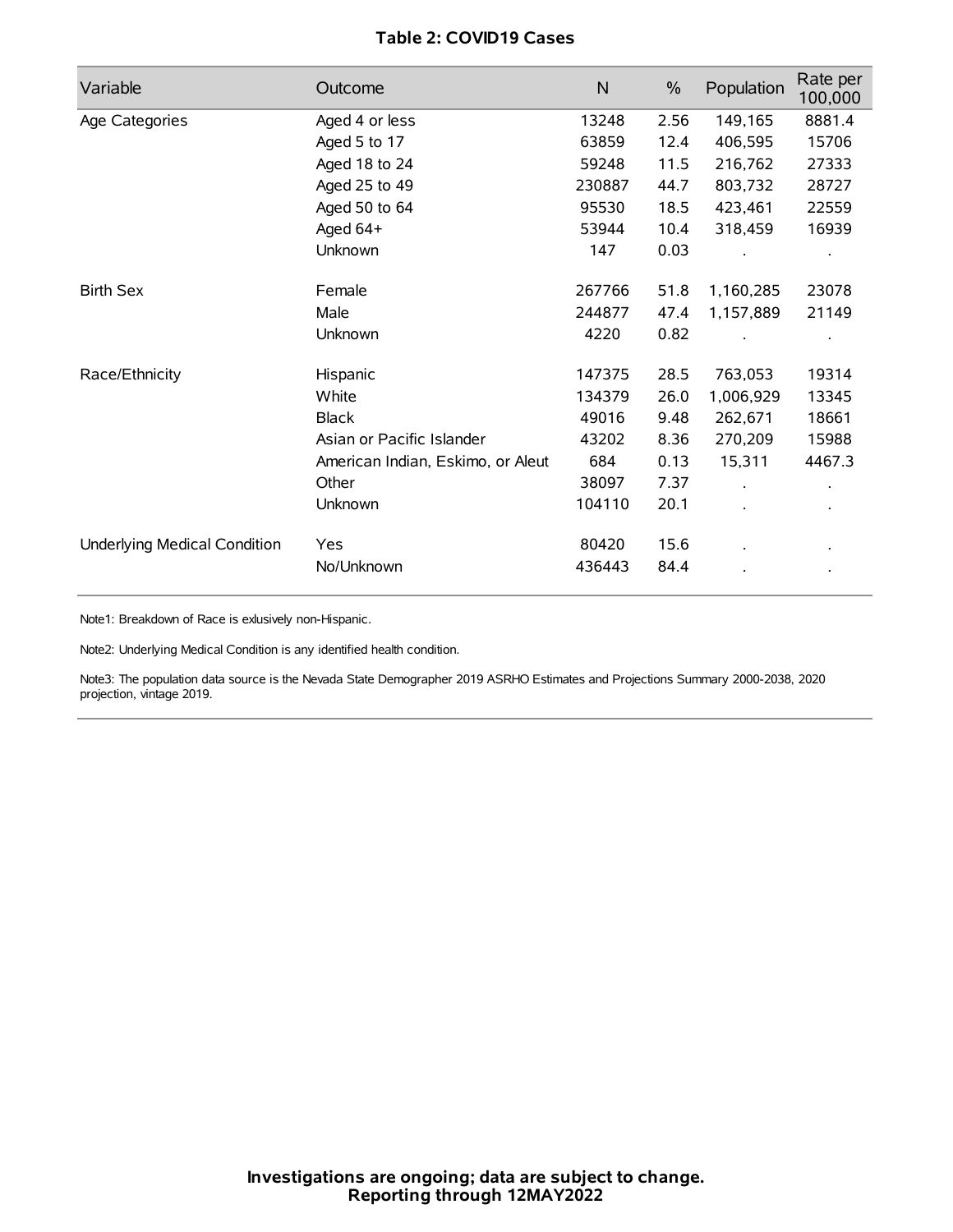**Table 2: COVID19 Cases**

| Variable | Outcome | N | % | Population | Rate per 100,000 |
|---|---|---|---|---|---|
| Age Categories | Aged 4 or less | 13248 | 2.56 | 149,165 | 8881.4 |
| | Aged 5 to 17 | 63859 | 12.4 | 406,595 | 15706 |
| | Aged 18 to 24 | 59248 | 11.5 | 216,762 | 27333 |
| | Aged 25 to 49 | 230887 | 44.7 | 803,732 | 28727 |
| | Aged 50 to 64 | 95530 | 18.5 | 423,461 | 22559 |
| | Aged 64+ | 53944 | 10.4 | 318,459 | 16939 |
| | Unknown | 147 | 0.03 | . | . |
| Birth Sex | Female | 267766 | 51.8 | 1,160,285 | 23078 |
| | Male | 244877 | 47.4 | 1,157,889 | 21149 |
| | Unknown | 4220 | 0.82 | . | . |
| Race/Ethnicity | Hispanic | 147375 | 28.5 | 763,053 | 19314 |
| | White | 134379 | 26.0 | 1,006,929 | 13345 |
| | Black | 49016 | 9.48 | 262,671 | 18661 |
| | Asian or Pacific Islander | 43202 | 8.36 | 270,209 | 15988 |
| | American Indian, Eskimo, or Aleut | 684 | 0.13 | 15,311 | 4467.3 |
| | Other | 38097 | 7.37 | . | . |
| | Unknown | 104110 | 20.1 | . | . |
| Underlying Medical Condition | Yes | 80420 | 15.6 | . | . |
| | No/Unknown | 436443 | 84.4 | . | . |

Note1: Breakdown of Race is exlusively non-Hispanic.

Note2: Underlying Medical Condition is any identified health condition.

Note3: The population data source is the Nevada State Demographer 2019 ASRHO Estimates and Projections Summary 2000-2038, 2020 projection, vintage 2019.

**Investigations are ongoing; data are subject to change.**
**Reporting through 12MAY2022**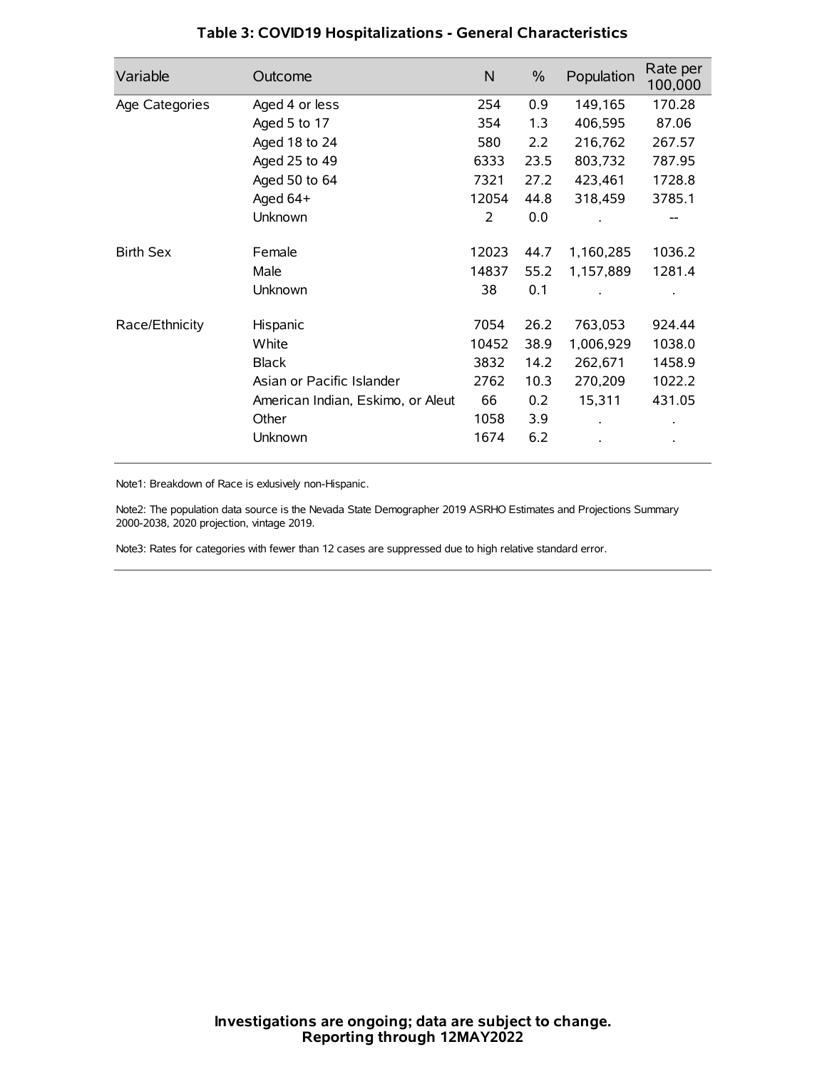## Table 3: COVID19 Hospitalizations - General Characteristics

| Variable | Outcome | N | % | Population | Rate per 100,000 |
|---|---|---|---|---|---|
| Age Categories | Aged 4 or less | 254 | 0.9 | 149,165 | 170.28 |
| | Aged 5 to 17 | 354 | 1.3 | 406,595 | 87.06 |
| | Aged 18 to 24 | 580 | 2.2 | 216,762 | 267.57 |
| | Aged 25 to 49 | 6333 | 23.5 | 803,732 | 787.95 |
| | Aged 50 to 64 | 7321 | 27.2 | 423,461 | 1728.8 |
| | Aged 64+ | 12054 | 44.8 | 318,459 | 3785.1 |
| | Unknown | 2 | 0.0 | . | -- |
| Birth Sex | Female | 12023 | 44.7 | 1,160,285 | 1036.2 |
| | Male | 14837 | 55.2 | 1,157,889 | 1281.4 |
| | Unknown | 38 | 0.1 | . | . |
| Race/Ethnicity | Hispanic | 7054 | 26.2 | 763,053 | 924.44 |
| | White | 10452 | 38.9 | 1,006,929 | 1038.0 |
| | Black | 3832 | 14.2 | 262,671 | 1458.9 |
| | Asian or Pacific Islander | 2762 | 10.3 | 270,209 | 1022.2 |
| | American Indian, Eskimo, or Aleut | 66 | 0.2 | 15,311 | 431.05 |
| | Other | 1058 | 3.9 | . | . |
| | Unknown | 1674 | 6.2 | . | . |

Note1: Breakdown of Race is exlusively non-Hispanic.

Note2: The population data source is the Nevada State Demographer 2019 ASRHO Estimates and Projections Summary 2000-2038, 2020 projection, vintage 2019.

Note3: Rates for categories with fewer than 12 cases are suppressed due to high relative standard error.

**Investigations are ongoing; data are subject to change.**
**Reporting through 12MAY2022**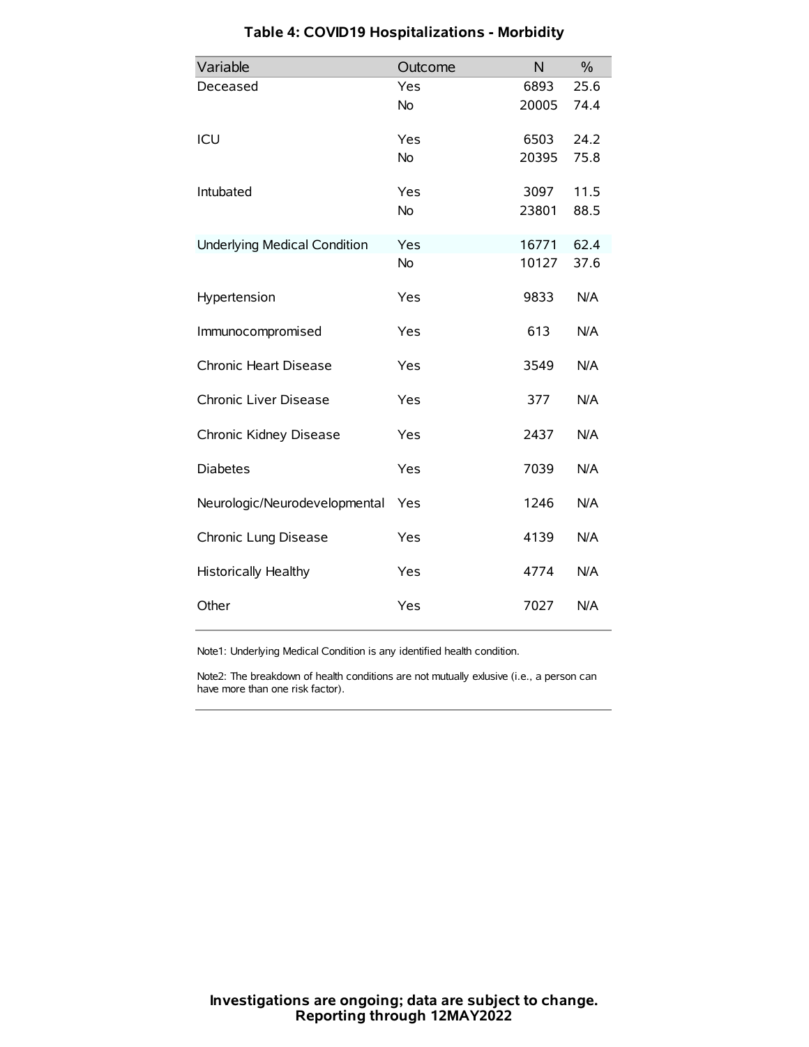# Table 4: COVID19 Hospitalizations - Morbidity

| Variable | Outcome | N | % |
|---|---|---|---|
| Deceased | Yes | 6893 | 25.6 |
| | No | 20005 | 74.4 |
| ICU | Yes | 6503 | 24.2 |
| | No | 20395 | 75.8 |
| Intubated | Yes | 3097 | 11.5 |
| | No | 23801 | 88.5 |
| Underlying Medical Condition | Yes | 16771 | 62.4 |
| | No | 10127 | 37.6 |
| Hypertension | Yes | 9833 | N/A |
| Immunocompromised | Yes | 613 | N/A |
| Chronic Heart Disease | Yes | 3549 | N/A |
| Chronic Liver Disease | Yes | 377 | N/A |
| Chronic Kidney Disease | Yes | 2437 | N/A |
| Diabetes | Yes | 7039 | N/A |
| Neurologic/Neurodevelopmental | Yes | 1246 | N/A |
| Chronic Lung Disease | Yes | 4139 | N/A |
| Historically Healthy | Yes | 4774 | N/A |
| Other | Yes | 7027 | N/A |

Note1: Underlying Medical Condition is any identified health condition.

Note2: The breakdown of health conditions are not mutually exlusive (i.e., a person can have more than one risk factor).

**Investigations are ongoing; data are subject to change.**
**Reporting through 12MAY2022**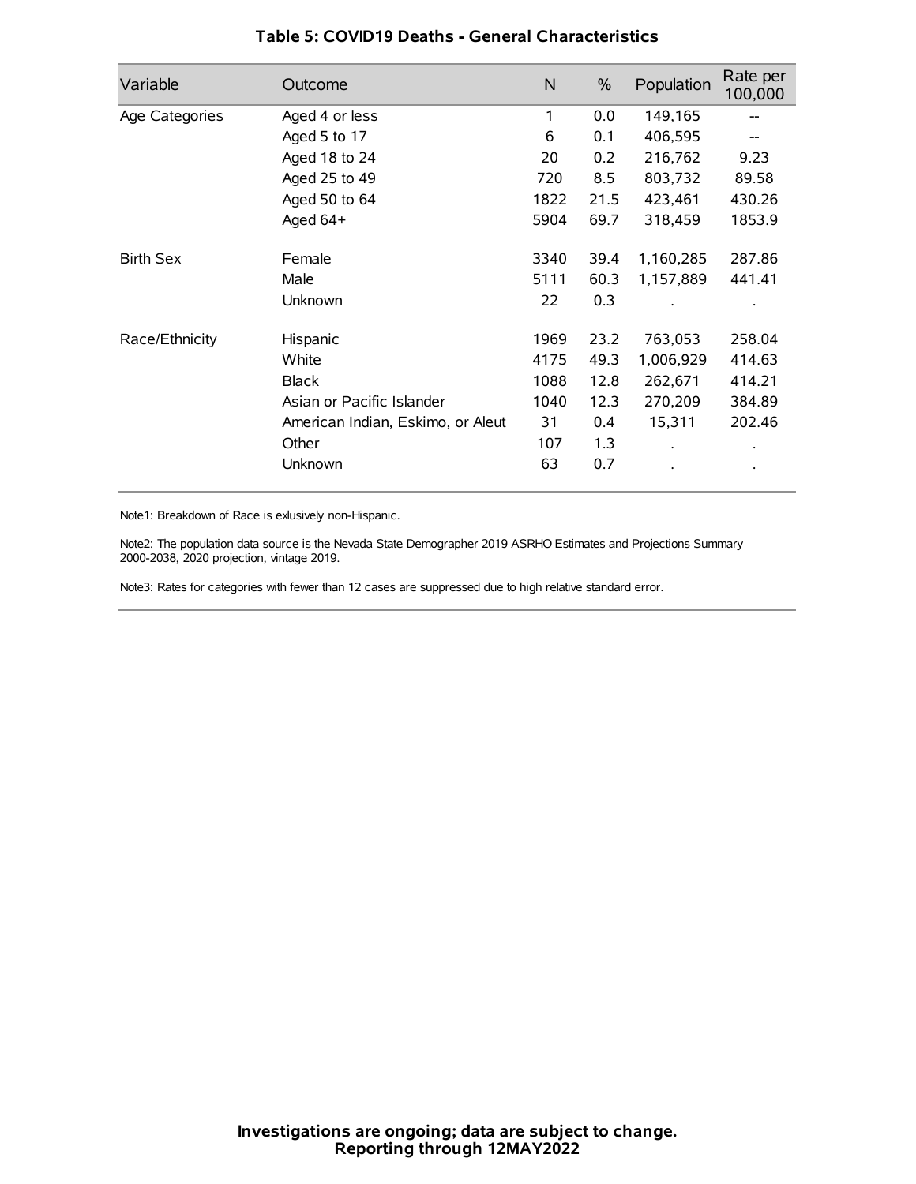### Table 5: COVID19 Deaths - General Characteristics

| Variable | Outcome | N | % | Population | Rate per 100,000 |
|---|---|---|---|---|---|
| Age Categories | Aged 4 or less | 1 | 0.0 | 149,165 | -- |
| | Aged 5 to 17 | 6 | 0.1 | 406,595 | -- |
| | Aged 18 to 24 | 20 | 0.2 | 216,762 | 9.23 |
| | Aged 25 to 49 | 720 | 8.5 | 803,732 | 89.58 |
| | Aged 50 to 64 | 1822 | 21.5 | 423,461 | 430.26 |
| | Aged 64+ | 5904 | 69.7 | 318,459 | 1853.9 |
| Birth Sex | Female | 3340 | 39.4 | 1,160,285 | 287.86 |
| | Male | 5111 | 60.3 | 1,157,889 | 441.41 |
| | Unknown | 22 | 0.3 | . | . |
| Race/Ethnicity | Hispanic | 1969 | 23.2 | 763,053 | 258.04 |
| | White | 4175 | 49.3 | 1,006,929 | 414.63 |
| | Black | 1088 | 12.8 | 262,671 | 414.21 |
| | Asian or Pacific Islander | 1040 | 12.3 | 270,209 | 384.89 |
| | American Indian, Eskimo, or Aleut | 31 | 0.4 | 15,311 | 202.46 |
| | Other | 107 | 1.3 | . | . |
| | Unknown | 63 | 0.7 | . | . |

Note1: Breakdown of Race is exlusively non-Hispanic.

Note2: The population data source is the Nevada State Demographer 2019 ASRHO Estimates and Projections Summary 2000-2038, 2020 projection, vintage 2019.

Note3: Rates for categories with fewer than 12 cases are suppressed due to high relative standard error.

**Investigations are ongoing; data are subject to change.**
**Reporting through 12MAY2022**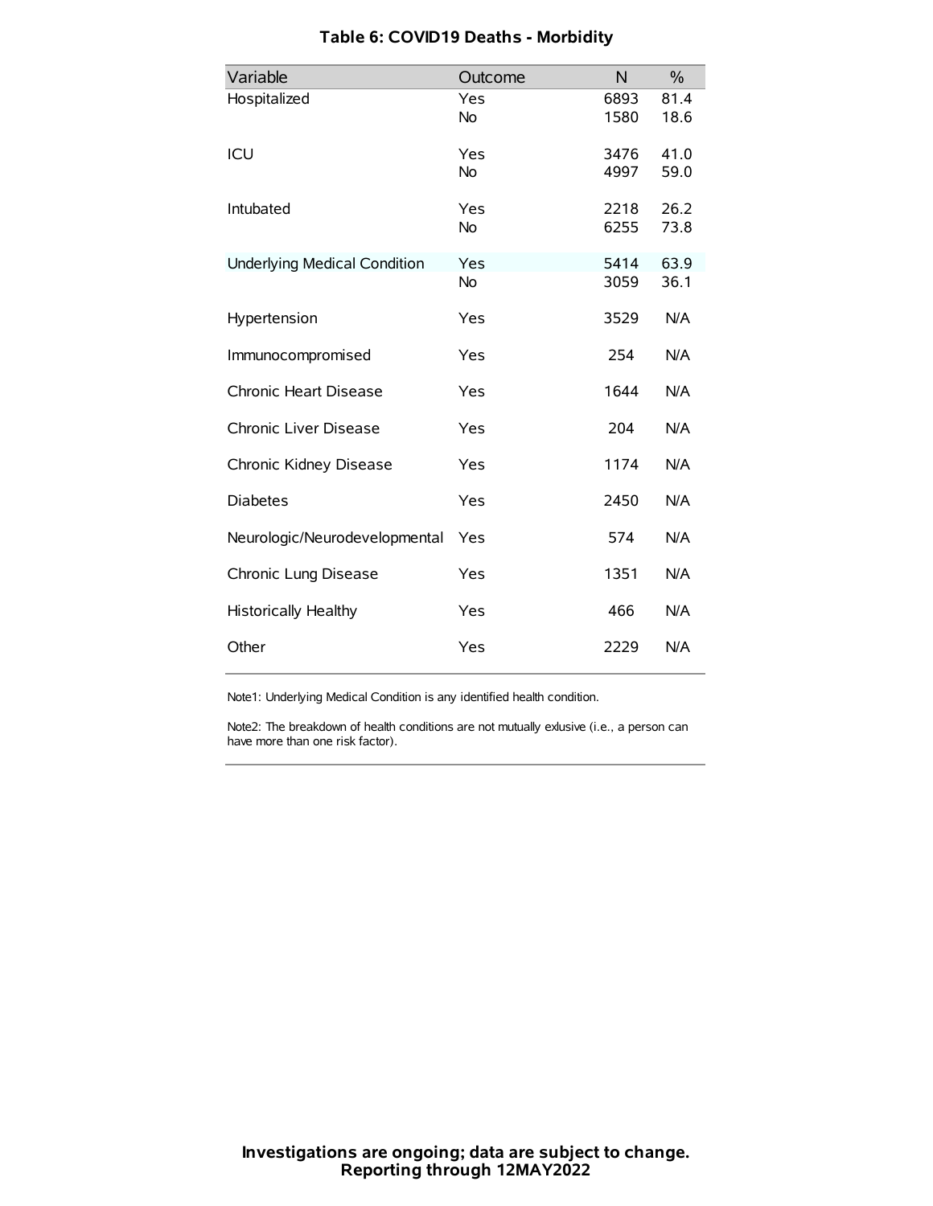# Table 6: COVID19 Deaths - Morbidity

| Variable | Outcome | N | % |
|---|---|---|---|
| Hospitalized | Yes | 6893 | 81.4 |
| | No | 1580 | 18.6 |
| ICU | Yes | 3476 | 41.0 |
| | No | 4997 | 59.0 |
| Intubated | Yes | 2218 | 26.2 |
| | No | 6255 | 73.8 |
| Underlying Medical Condition | Yes | 5414 | 63.9 |
| | No | 3059 | 36.1 |
| Hypertension | Yes | 3529 | N/A |
| Immunocompromised | Yes | 254 | N/A |
| Chronic Heart Disease | Yes | 1644 | N/A |
| Chronic Liver Disease | Yes | 204 | N/A |
| Chronic Kidney Disease | Yes | 1174 | N/A |
| Diabetes | Yes | 2450 | N/A |
| Neurologic/Neurodevelopmental | Yes | 574 | N/A |
| Chronic Lung Disease | Yes | 1351 | N/A |
| Historically Healthy | Yes | 466 | N/A |
| Other | Yes | 2229 | N/A |

Note1: Underlying Medical Condition is any identified health condition.

Note2: The breakdown of health conditions are not mutually exlusive (i.e., a person can have more than one risk factor).

**Investigations are ongoing; data are subject to change.**
**Reporting through 12MAY2022**